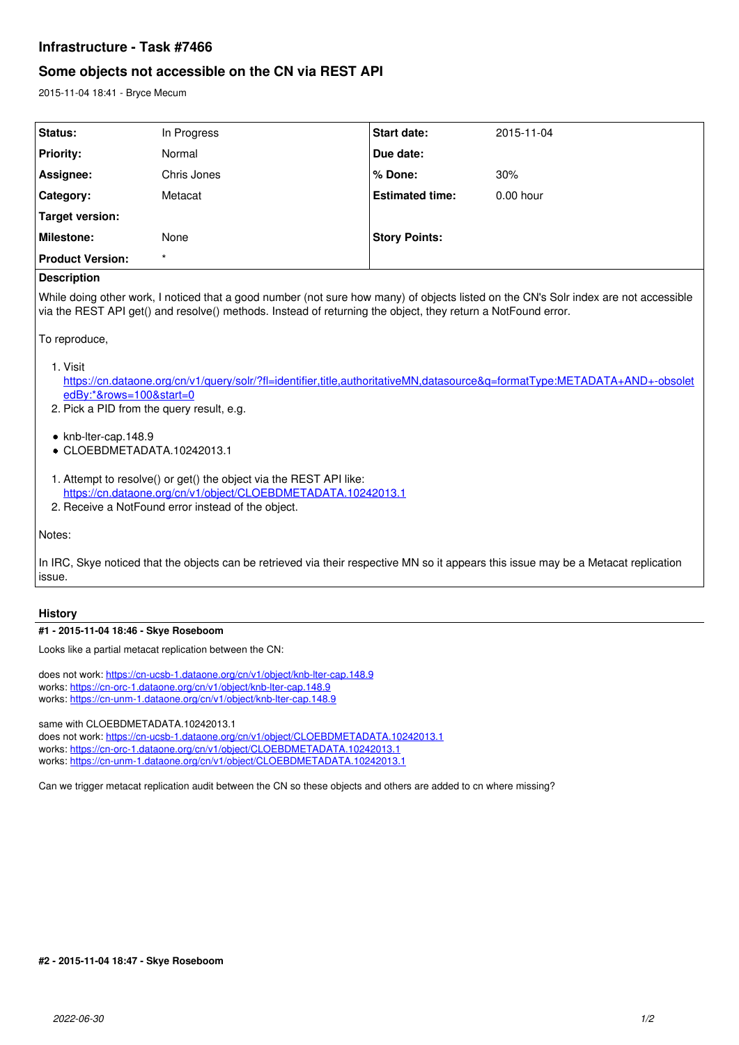# Infrastructure - Task #7466

## Some objects not accessible on the CN via REST API

2015-11-04 18:41 - Bryce Mecum

| Status: | In Progress | Start date: | 2015-11-04 |
|---|---|---|---|
| Priority: | Normal | Due date: | |
| Assignee: | Chris Jones | % Done: | 30% |
| Category: | Metacat | Estimated time: | 0.00 hour |
| Target version: | | | |
| Milestone: | None | Story Points: | |
| Product Version: | * | | |

**Description**

While doing other work, I noticed that a good number (not sure how many) of objects listed on the CN's Solr index are not accessible via the REST API get() and resolve() methods. Instead of returning the object, they return a NotFound error.

To reproduce,

1. Visit https://cn.dataone.org/cn/v1/query/solr/?fl=identifier,title,authoritativeMN,datasource&q=formatType:METADATA+AND+-obsoletedBy:*&rows=100&start=0
2. Pick a PID from the query result, e.g.

- knb-lter-cap.148.9
- CLOEBDMETADATA.10242013.1

1. Attempt to resolve() or get() the object via the REST API like: https://cn.dataone.org/cn/v1/object/CLOEBDMETADATA.10242013.1
2. Receive a NotFound error instead of the object.

Notes:

In IRC, Skye noticed that the objects can be retrieved via their respective MN so it appears this issue may be a Metacat replication issue.

## History

### #1 - 2015-11-04 18:46 - Skye Roseboom

Looks like a partial metacat replication between the CN:

does not work: https://cn-ucsb-1.dataone.org/cn/v1/object/knb-lter-cap.148.9
works: https://cn-orc-1.dataone.org/cn/v1/object/knb-lter-cap.148.9
works: https://cn-unm-1.dataone.org/cn/v1/object/knb-lter-cap.148.9

same with CLOEBDMETADATA.10242013.1
does not work: https://cn-ucsb-1.dataone.org/cn/v1/object/CLOEBDMETADATA.10242013.1
works: https://cn-orc-1.dataone.org/cn/v1/object/CLOEBDMETADATA.10242013.1
works: https://cn-unm-1.dataone.org/cn/v1/object/CLOEBDMETADATA.10242013.1

Can we trigger metacat replication audit between the CN so these objects and others are added to cn where missing?

### #2 - 2015-11-04 18:47 - Skye Roseboom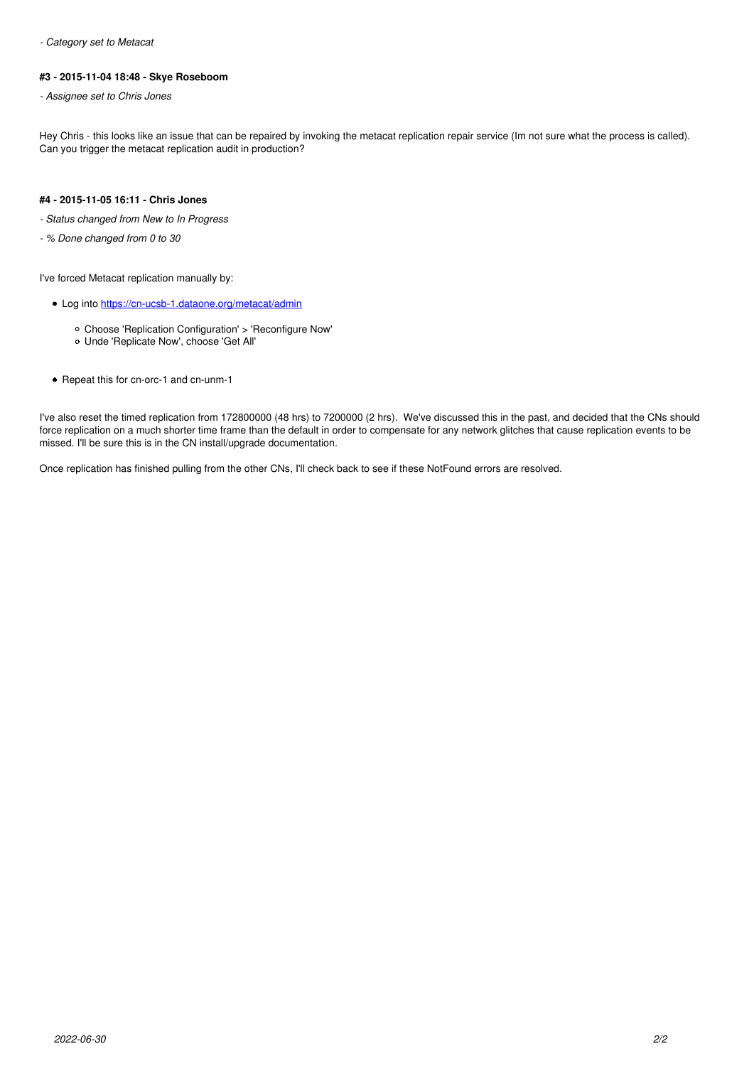*- Category set to Metacat*

#### #3 - 2015-11-04 18:48 - Skye Roseboom

*- Assignee set to Chris Jones*

Hey Chris - this looks like an issue that can be repaired by invoking the metacat replication repair service (Im not sure what the process is called). Can you trigger the metacat replication audit in production?

#### #4 - 2015-11-05 16:11 - Chris Jones

*- Status changed from New to In Progress*

*- % Done changed from 0 to 30*

I've forced Metacat replication manually by:

- Log into [https://cn-ucsb-1.dataone.org/metacat/admin](https://cn-ucsb-1.dataone.org/metacat/admin)
  - Choose 'Replication Configuration' > 'Reconfigure Now'
  - Unde 'Replicate Now', choose 'Get All'
- Repeat this for cn-orc-1 and cn-unm-1

I've also reset the timed replication from 172800000 (48 hrs) to 7200000 (2 hrs). We've discussed this in the past, and decided that the CNs should force replication on a much shorter time frame than the default in order to compensate for any network glitches that cause replication events to be missed. I'll be sure this is in the CN install/upgrade documentation.

Once replication has finished pulling from the other CNs, I'll check back to see if these NotFound errors are resolved.